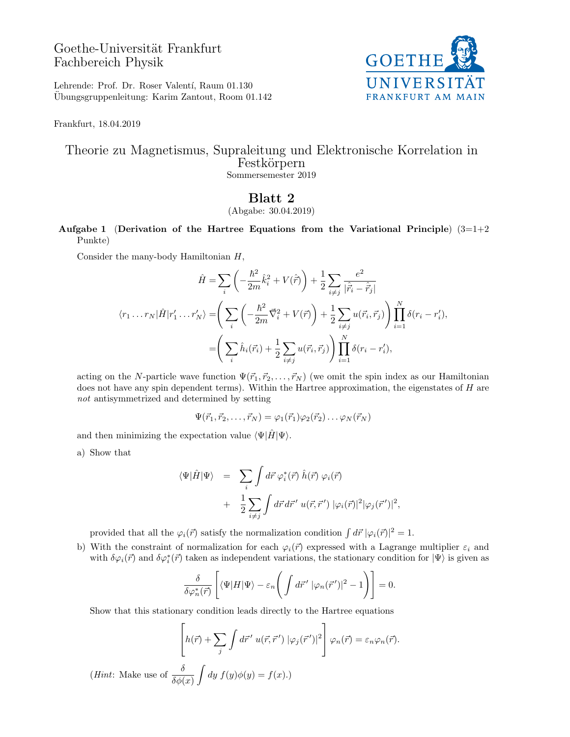Goethe-Universität Frankfurt
Fachbereich Physik

Lehrende: Prof. Dr. Roser Valentí, Raum 01.130
Übungsgruppenleitung: Karim Zantout, Room 01.142

Frankfurt, 18.04.2019

# Theorie zu Magnetismus, Supraleitung und Elektronische Korrelation in Festkörpern

Sommersemester 2019

## Blatt 2

(Abgabe: 30.04.2019)

**Aufgabe 1** (**Derivation of the Hartree Equations from the Variational Principle**) (3=1+2 Punkte)

Consider the many-body Hamiltonian $H$,

$$\hat{H} = \sum_i \left( -\frac{\hbar^2}{2m}\hat{k}_i^2 + V(\hat{\vec{r}}) \right) + \frac{1}{2}\sum_{i\neq j} \frac{e^2}{|\hat{\vec{r}}_i - \hat{\vec{r}}_j|}$$

$$\langle r_1 \dots r_N|\hat{H}|r_1' \dots r_N'\rangle = \left( \sum_i \left( -\frac{\hbar^2}{2m}\vec{\nabla}_i^2 + V(\vec{r}) \right) + \frac{1}{2}\sum_{i\neq j} u(\vec{r}_i, \vec{r}_j) \right) \prod_{i=1}^{N} \delta(r_i - r_i'),$$

$$= \left( \sum_i \hat{h}_i(\vec{r}_i) + \frac{1}{2}\sum_{i\neq j} u(\vec{r}_i, \vec{r}_j) \right) \prod_{i=1}^{N} \delta(r_i - r_i'),$$

acting on the $N$-particle wave function $\Psi(\vec{r}_1, \vec{r}_2, \dots, \vec{r}_N)$ (we omit the spin index as our Hamiltonian does not have any spin dependent terms). Within the Hartree approximation, the eigenstates of $H$ are *not* antisymmetrized and determined by setting

$$\Psi(\vec{r}_1, \vec{r}_2, \dots, \vec{r}_N) = \varphi_1(\vec{r}_1)\varphi_2(\vec{r}_2)\dots\varphi_N(\vec{r}_N)$$

and then minimizing the expectation value $\langle\Psi|\hat{H}|\Psi\rangle$.

a) Show that

$$\begin{aligned}\langle\Psi|\hat{H}|\Psi\rangle &= \sum_i \int d\vec{r}\, \varphi_i^*(\vec{r})\, \hat{h}(\vec{r})\, \varphi_i(\vec{r}) \\ &+ \frac{1}{2}\sum_{i\neq j} \int d\vec{r}\, d\vec{r}'\, u(\vec{r}, \vec{r}')\, |\varphi_i(\vec{r})|^2 |\varphi_j(\vec{r}')|^2,\end{aligned}$$

provided that all the $\varphi_i(\vec{r})$ satisfy the normalization condition $\int d\vec{r}\, |\varphi_i(\vec{r})|^2 = 1$.

b) With the constraint of normalization for each $\varphi_i(\vec{r})$ expressed with a Lagrange multiplier $\varepsilon_i$ and with $\delta\varphi_i(\vec{r})$ and $\delta\varphi_i^*(\vec{r})$ taken as independent variations, the stationary condition for $|\Psi\rangle$ is given as

$$\frac{\delta}{\delta\varphi_n^*(\vec{r})} \left[ \langle\Psi|H|\Psi\rangle - \varepsilon_n \left( \int d\vec{r}'\, |\varphi_n(\vec{r}')|^2 - 1 \right) \right] = 0.$$

Show that this stationary condition leads directly to the Hartree equations

$$\left[ h(\vec{r}) + \sum_j \int d\vec{r}'\, u(\vec{r}, \vec{r}')\, |\varphi_j(\vec{r}')|^2 \right] \varphi_n(\vec{r}) = \varepsilon_n \varphi_n(\vec{r}).$$

(*Hint*: Make use of $\dfrac{\delta}{\delta\phi(x)} \displaystyle\int dy\, f(y)\phi(y) = f(x)$.)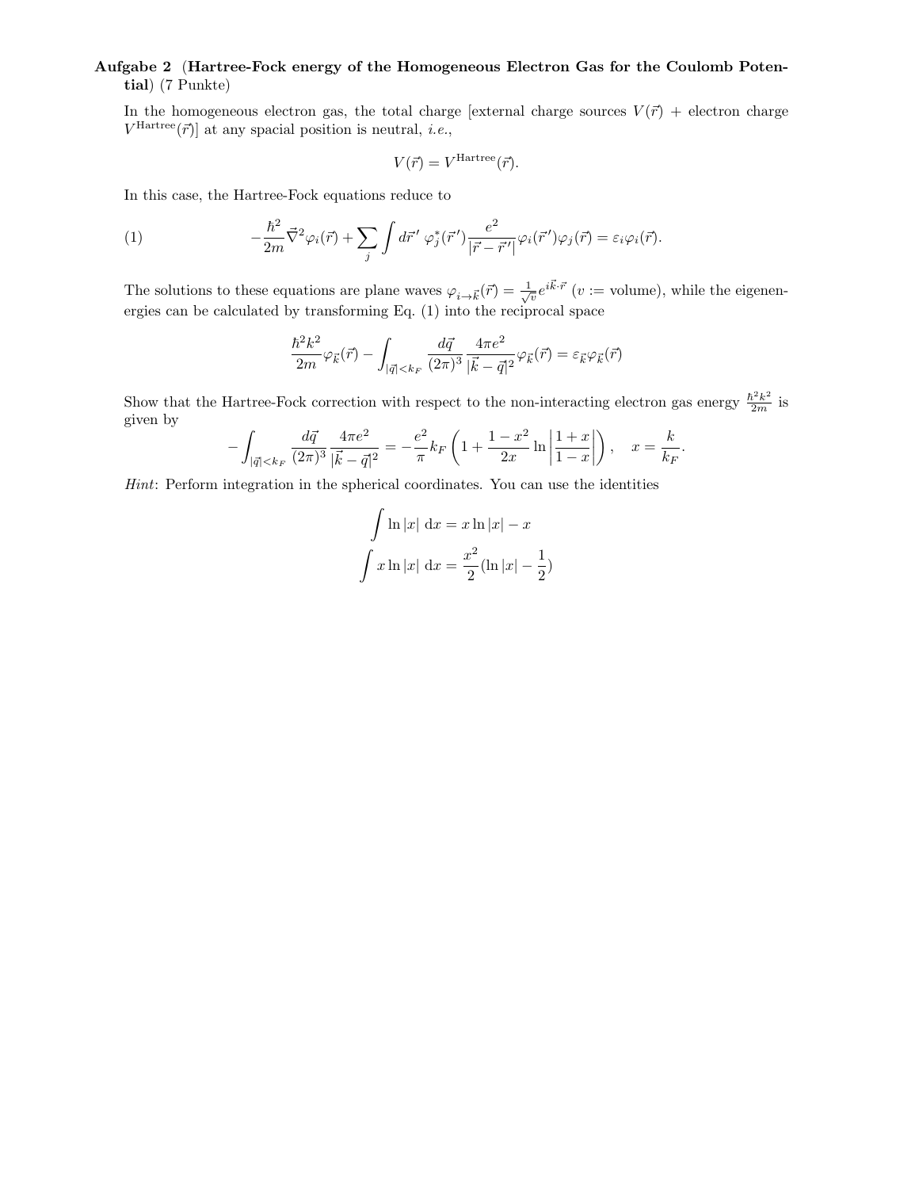**Aufgabe 2** (**Hertree-Fock energy of the Homogeneous Electron Gas for the Coulomb Potential**) (7 Punkte)

In the homogeneous electron gas, the total charge [external charge sources $V(\vec{r})$ + electron charge $V^{\text{Hartree}}(\vec{r})$] at any spacial position is neutral, *i.e.*,

$$V(\vec{r}) = V^{\text{Hartree}}(\vec{r}).$$

In this case, the Hartree-Fock equations reduce to

$$-\frac{\hbar^2}{2m}\vec{\nabla}^2\varphi_i(\vec{r}) + \sum_j \int d\vec{r}\,'\ \varphi_j^*(\vec{r}\,')\frac{e^2}{|\vec{r}-\vec{r}\,'|}\varphi_i(\vec{r}\,')\varphi_j(\vec{r}) = \varepsilon_i\varphi_i(\vec{r}). \tag{1}$$

The solutions to these equations are plane waves $\varphi_{i\to\vec{k}}(\vec{r}) = \frac{1}{\sqrt{v}}e^{i\vec{k}\cdot\vec{r}}$ ($v :=$ volume), while the eigenenergies can be calculated by transforming Eq. (1) into the reciprocal space

$$\frac{\hbar^2k^2}{2m}\varphi_{\vec{k}}(\vec{r}) - \int_{|\vec{q}|<k_F}\frac{d\vec{q}}{(2\pi)^3}\frac{4\pi e^2}{|\vec{k}-\vec{q}|^2}\varphi_{\vec{k}}(\vec{r}) = \varepsilon_{\vec{k}}\varphi_{\vec{k}}(\vec{r})$$

Show that the Hartree-Fock correction with respect to the non-interacting electron gas energy $\frac{\hbar^2k^2}{2m}$ is given by

$$-\int_{|\vec{q}|<k_F}\frac{d\vec{q}}{(2\pi)^3}\frac{4\pi e^2}{|\vec{k}-\vec{q}|^2} = -\frac{e^2}{\pi}k_F\left(1+\frac{1-x^2}{2x}\ln\left|\frac{1+x}{1-x}\right|\right), \quad x = \frac{k}{k_F}.$$

*Hint*: Perform integration in the spherical coordinates. You can use the identities

$$\int \ln|x|\ \mathrm{d}x = x\ln|x| - x$$

$$\int x\ln|x|\ \mathrm{d}x = \frac{x^2}{2}(\ln|x| - \frac{1}{2})$$